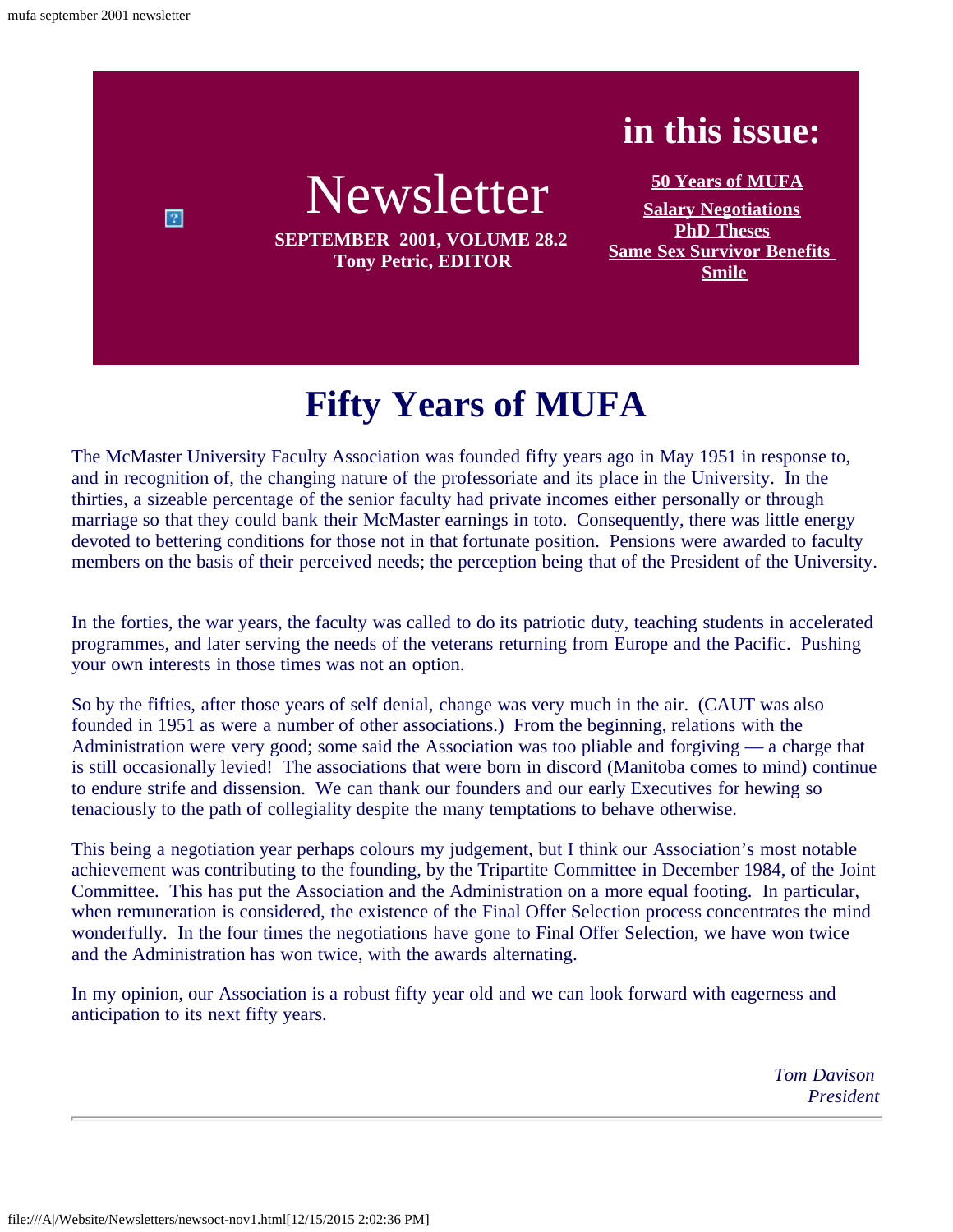# Newsletter

**SEPTEMBER 2001, VOLUME 28.2**
**Tony Petric, EDITOR**

## in this issue:

- **50 Years of MUFA**
- **Salary Negotiations**
- **PhD Theses**
- **Same Sex Survivor Benefits**
- **Smile**

# Fifty Years of MUFA

The McMaster University Faculty Association was founded fifty years ago in May 1951 in response to, and in recognition of, the changing nature of the professoriate and its place in the University. In the thirties, a sizeable percentage of the senior faculty had private incomes either personally or through marriage so that they could bank their McMaster earnings in toto. Consequently, there was little energy devoted to bettering conditions for those not in that fortunate position. Pensions were awarded to faculty members on the basis of their perceived needs; the perception being that of the President of the University.

In the forties, the war years, the faculty was called to do its patriotic duty, teaching students in accelerated programmes, and later serving the needs of the veterans returning from Europe and the Pacific. Pushing your own interests in those times was not an option.

So by the fifties, after those years of self denial, change was very much in the air. (CAUT was also founded in 1951 as were a number of other associations.) From the beginning, relations with the Administration were very good; some said the Association was too pliable and forgiving — a charge that is still occasionally levied! The associations that were born in discord (Manitoba comes to mind) continue to endure strife and dissension. We can thank our founders and our early Executives for hewing so tenaciously to the path of collegiality despite the many temptations to behave otherwise.

This being a negotiation year perhaps colours my judgement, but I think our Association's most notable achievement was contributing to the founding, by the Tripartite Committee in December 1984, of the Joint Committee. This has put the Association and the Administration on a more equal footing. In particular, when remuneration is considered, the existence of the Final Offer Selection process concentrates the mind wonderfully. In the four times the negotiations have gone to Final Offer Selection, we have won twice and the Administration has won twice, with the awards alternating.

In my opinion, our Association is a robust fifty year old and we can look forward with eagerness and anticipation to its next fifty years.

*Tom Davison*
*President*

---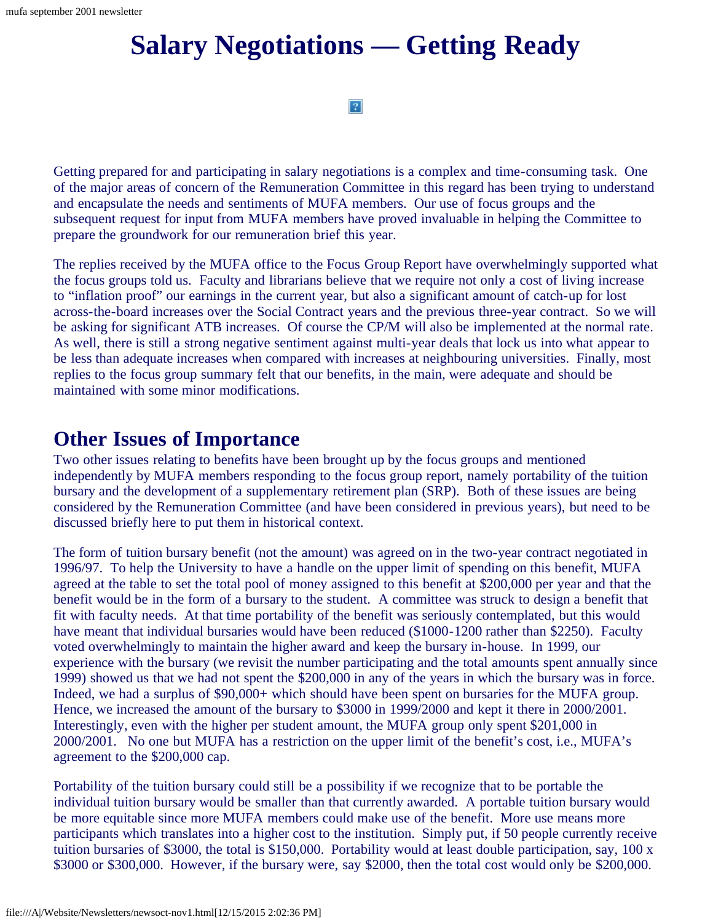# Salary Negotiations — Getting Ready

Getting prepared for and participating in salary negotiations is a complex and time-consuming task. One of the major areas of concern of the Remuneration Committee in this regard has been trying to understand and encapsulate the needs and sentiments of MUFA members. Our use of focus groups and the subsequent request for input from MUFA members have proved invaluable in helping the Committee to prepare the groundwork for our remuneration brief this year.

The replies received by the MUFA office to the Focus Group Report have overwhelmingly supported what the focus groups told us. Faculty and librarians believe that we require not only a cost of living increase to "inflation proof" our earnings in the current year, but also a significant amount of catch-up for lost across-the-board increases over the Social Contract years and the previous three-year contract. So we will be asking for significant ATB increases. Of course the CP/M will also be implemented at the normal rate. As well, there is still a strong negative sentiment against multi-year deals that lock us into what appear to be less than adequate increases when compared with increases at neighbouring universities. Finally, most replies to the focus group summary felt that our benefits, in the main, were adequate and should be maintained with some minor modifications.

## Other Issues of Importance

Two other issues relating to benefits have been brought up by the focus groups and mentioned independently by MUFA members responding to the focus group report, namely portability of the tuition bursary and the development of a supplementary retirement plan (SRP). Both of these issues are being considered by the Remuneration Committee (and have been considered in previous years), but need to be discussed briefly here to put them in historical context.

The form of tuition bursary benefit (not the amount) was agreed on in the two-year contract negotiated in 1996/97. To help the University to have a handle on the upper limit of spending on this benefit, MUFA agreed at the table to set the total pool of money assigned to this benefit at $200,000 per year and that the benefit would be in the form of a bursary to the student. A committee was struck to design a benefit that fit with faculty needs. At that time portability of the benefit was seriously contemplated, but this would have meant that individual bursaries would have been reduced ($1000-1200 rather than $2250). Faculty voted overwhelmingly to maintain the higher award and keep the bursary in-house. In 1999, our experience with the bursary (we revisit the number participating and the total amounts spent annually since 1999) showed us that we had not spent the $200,000 in any of the years in which the bursary was in force. Indeed, we had a surplus of $90,000+ which should have been spent on bursaries for the MUFA group. Hence, we increased the amount of the bursary to $3000 in 1999/2000 and kept it there in 2000/2001. Interestingly, even with the higher per student amount, the MUFA group only spent $201,000 in 2000/2001. No one but MUFA has a restriction on the upper limit of the benefit's cost, i.e., MUFA's agreement to the $200,000 cap.

Portability of the tuition bursary could still be a possibility if we recognize that to be portable the individual tuition bursary would be smaller than that currently awarded. A portable tuition bursary would be more equitable since more MUFA members could make use of the benefit. More use means more participants which translates into a higher cost to the institution. Simply put, if 50 people currently receive tuition bursaries of $3000, the total is $150,000. Portability would at least double participation, say, 100 x $3000 or $300,000. However, if the bursary were, say $2000, then the total cost would only be $200,000.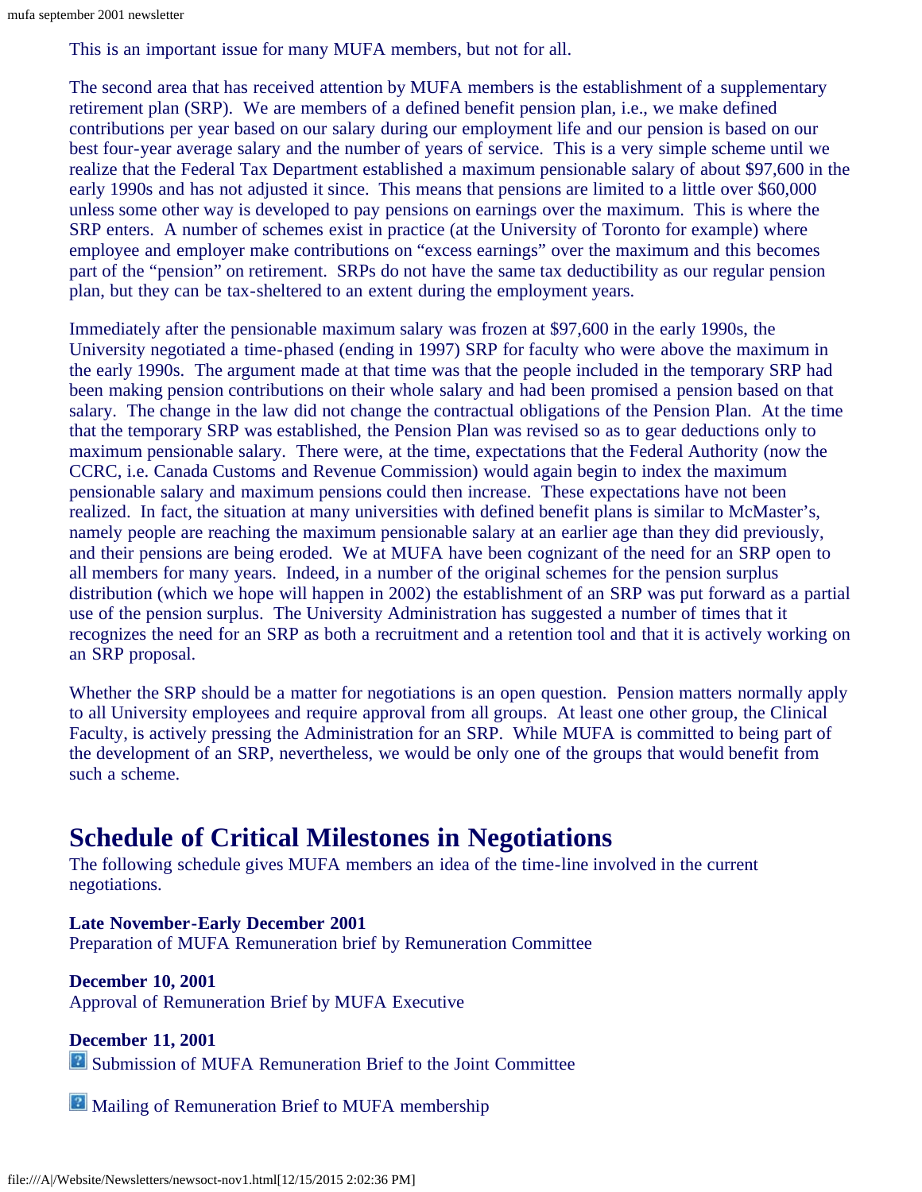This is an important issue for many MUFA members, but not for all.

The second area that has received attention by MUFA members is the establishment of a supplementary retirement plan (SRP). We are members of a defined benefit pension plan, i.e., we make defined contributions per year based on our salary during our employment life and our pension is based on our best four-year average salary and the number of years of service. This is a very simple scheme until we realize that the Federal Tax Department established a maximum pensionable salary of about $97,600 in the early 1990s and has not adjusted it since. This means that pensions are limited to a little over $60,000 unless some other way is developed to pay pensions on earnings over the maximum. This is where the SRP enters. A number of schemes exist in practice (at the University of Toronto for example) where employee and employer make contributions on "excess earnings" over the maximum and this becomes part of the "pension" on retirement. SRPs do not have the same tax deductibility as our regular pension plan, but they can be tax-sheltered to an extent during the employment years.

Immediately after the pensionable maximum salary was frozen at $97,600 in the early 1990s, the University negotiated a time-phased (ending in 1997) SRP for faculty who were above the maximum in the early 1990s. The argument made at that time was that the people included in the temporary SRP had been making pension contributions on their whole salary and had been promised a pension based on that salary. The change in the law did not change the contractual obligations of the Pension Plan. At the time that the temporary SRP was established, the Pension Plan was revised so as to gear deductions only to maximum pensionable salary. There were, at the time, expectations that the Federal Authority (now the CCRC, i.e. Canada Customs and Revenue Commission) would again begin to index the maximum pensionable salary and maximum pensions could then increase. These expectations have not been realized. In fact, the situation at many universities with defined benefit plans is similar to McMaster's, namely people are reaching the maximum pensionable salary at an earlier age than they did previously, and their pensions are being eroded. We at MUFA have been cognizant of the need for an SRP open to all members for many years. Indeed, in a number of the original schemes for the pension surplus distribution (which we hope will happen in 2002) the establishment of an SRP was put forward as a partial use of the pension surplus. The University Administration has suggested a number of times that it recognizes the need for an SRP as both a recruitment and a retention tool and that it is actively working on an SRP proposal.

Whether the SRP should be a matter for negotiations is an open question. Pension matters normally apply to all University employees and require approval from all groups. At least one other group, the Clinical Faculty, is actively pressing the Administration for an SRP. While MUFA is committed to being part of the development of an SRP, nevertheless, we would be only one of the groups that would benefit from such a scheme.

## Schedule of Critical Milestones in Negotiations

The following schedule gives MUFA members an idea of the time-line involved in the current negotiations.

**Late November-Early December 2001**
Preparation of MUFA Remuneration brief by Remuneration Committee

**December 10, 2001**
Approval of Remuneration Brief by MUFA Executive

**December 11, 2001**
Submission of MUFA Remuneration Brief to the Joint Committee

Mailing of Remuneration Brief to MUFA membership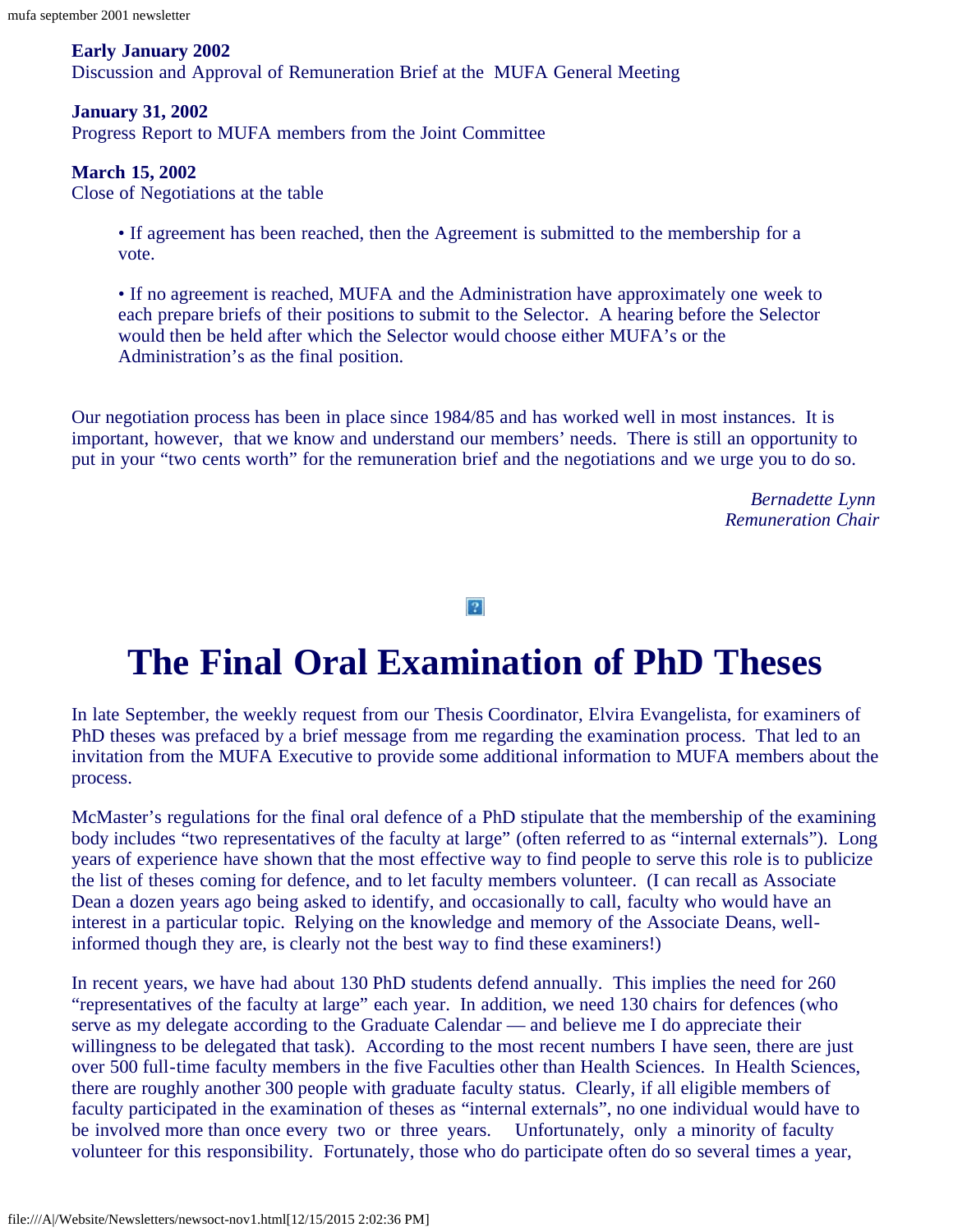**Early January 2002**
Discussion and Approval of Remuneration Brief at the MUFA General Meeting

**January 31, 2002**
Progress Report to MUFA members from the Joint Committee

**March 15, 2002**
Close of Negotiations at the table

> • If agreement has been reached, then the Agreement is submitted to the membership for a vote.
>
> • If no agreement is reached, MUFA and the Administration have approximately one week to each prepare briefs of their positions to submit to the Selector. A hearing before the Selector would then be held after which the Selector would choose either MUFA's or the Administration's as the final position.

Our negotiation process has been in place since 1984/85 and has worked well in most instances. It is important, however, that we know and understand our members' needs. There is still an opportunity to put in your "two cents worth" for the remuneration brief and the negotiations and we urge you to do so.

*Bernadette Lynn*
*Remuneration Chair*

# The Final Oral Examination of PhD Theses

In late September, the weekly request from our Thesis Coordinator, Elvira Evangelista, for examiners of PhD theses was prefaced by a brief message from me regarding the examination process. That led to an invitation from the MUFA Executive to provide some additional information to MUFA members about the process.

McMaster's regulations for the final oral defence of a PhD stipulate that the membership of the examining body includes "two representatives of the faculty at large" (often referred to as "internal externals"). Long years of experience have shown that the most effective way to find people to serve this role is to publicize the list of theses coming for defence, and to let faculty members volunteer. (I can recall as Associate Dean a dozen years ago being asked to identify, and occasionally to call, faculty who would have an interest in a particular topic. Relying on the knowledge and memory of the Associate Deans, well-informed though they are, is clearly not the best way to find these examiners!)

In recent years, we have had about 130 PhD students defend annually. This implies the need for 260 "representatives of the faculty at large" each year. In addition, we need 130 chairs for defences (who serve as my delegate according to the Graduate Calendar — and believe me I do appreciate their willingness to be delegated that task). According to the most recent numbers I have seen, there are just over 500 full-time faculty members in the five Faculties other than Health Sciences. In Health Sciences, there are roughly another 300 people with graduate faculty status. Clearly, if all eligible members of faculty participated in the examination of theses as "internal externals", no one individual would have to be involved more than once every two or three years. Unfortunately, only a minority of faculty volunteer for this responsibility. Fortunately, those who do participate often do so several times a year,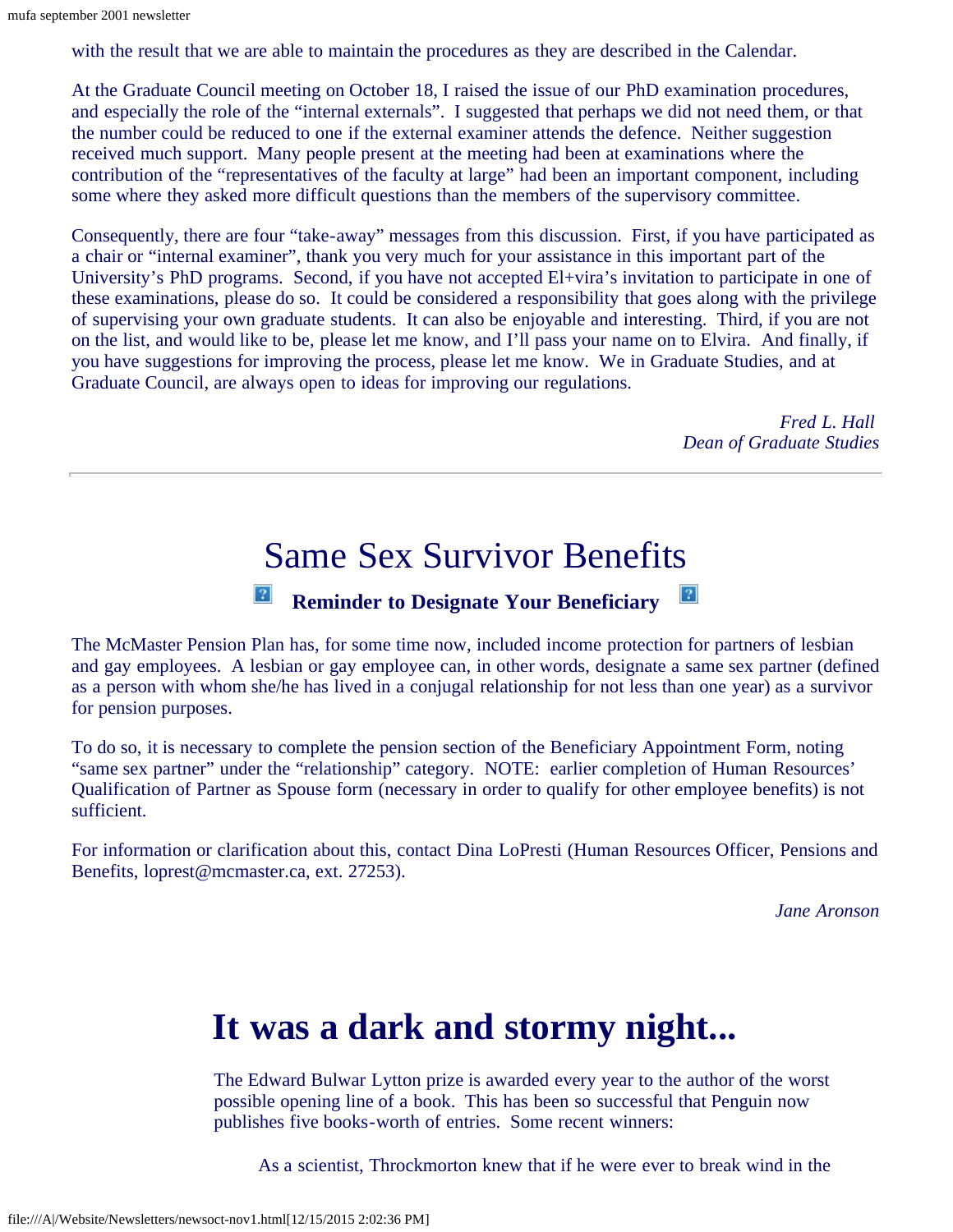with the result that we are able to maintain the procedures as they are described in the Calendar.

At the Graduate Council meeting on October 18, I raised the issue of our PhD examination procedures, and especially the role of the “internal externals”. I suggested that perhaps we did not need them, or that the number could be reduced to one if the external examiner attends the defence. Neither suggestion received much support. Many people present at the meeting had been at examinations where the contribution of the “representatives of the faculty at large” had been an important component, including some where they asked more difficult questions than the members of the supervisory committee.

Consequently, there are four “take-away” messages from this discussion. First, if you have participated as a chair or “internal examiner”, thank you very much for your assistance in this important part of the University’s PhD programs. Second, if you have not accepted El+vira’s invitation to participate in one of these examinations, please do so. It could be considered a responsibility that goes along with the privilege of supervising your own graduate students. It can also be enjoyable and interesting. Third, if you are not on the list, and would like to be, please let me know, and I’ll pass your name on to Elvira. And finally, if you have suggestions for improving the process, please let me know. We in Graduate Studies, and at Graduate Council, are always open to ideas for improving our regulations.

*Fred L. Hall*
*Dean of Graduate Studies*

---

# Same Sex Survivor Benefits

### Reminder to Designate Your Beneficiary

The McMaster Pension Plan has, for some time now, included income protection for partners of lesbian and gay employees. A lesbian or gay employee can, in other words, designate a same sex partner (defined as a person with whom she/he has lived in a conjugal relationship for not less than one year) as a survivor for pension purposes.

To do so, it is necessary to complete the pension section of the Beneficiary Appointment Form, noting “same sex partner” under the “relationship” category. NOTE: earlier completion of Human Resources’ Qualification of Partner as Spouse form (necessary in order to qualify for other employee benefits) is not sufficient.

For information or clarification about this, contact Dina LoPresti (Human Resources Officer, Pensions and Benefits, loprest@mcmaster.ca, ext. 27253).

*Jane Aronson*

# It was a dark and stormy night...

The Edward Bulwar Lytton prize is awarded every year to the author of the worst possible opening line of a book. This has been so successful that Penguin now publishes five books-worth of entries. Some recent winners:

> As a scientist, Throckmorton knew that if he were ever to break wind in the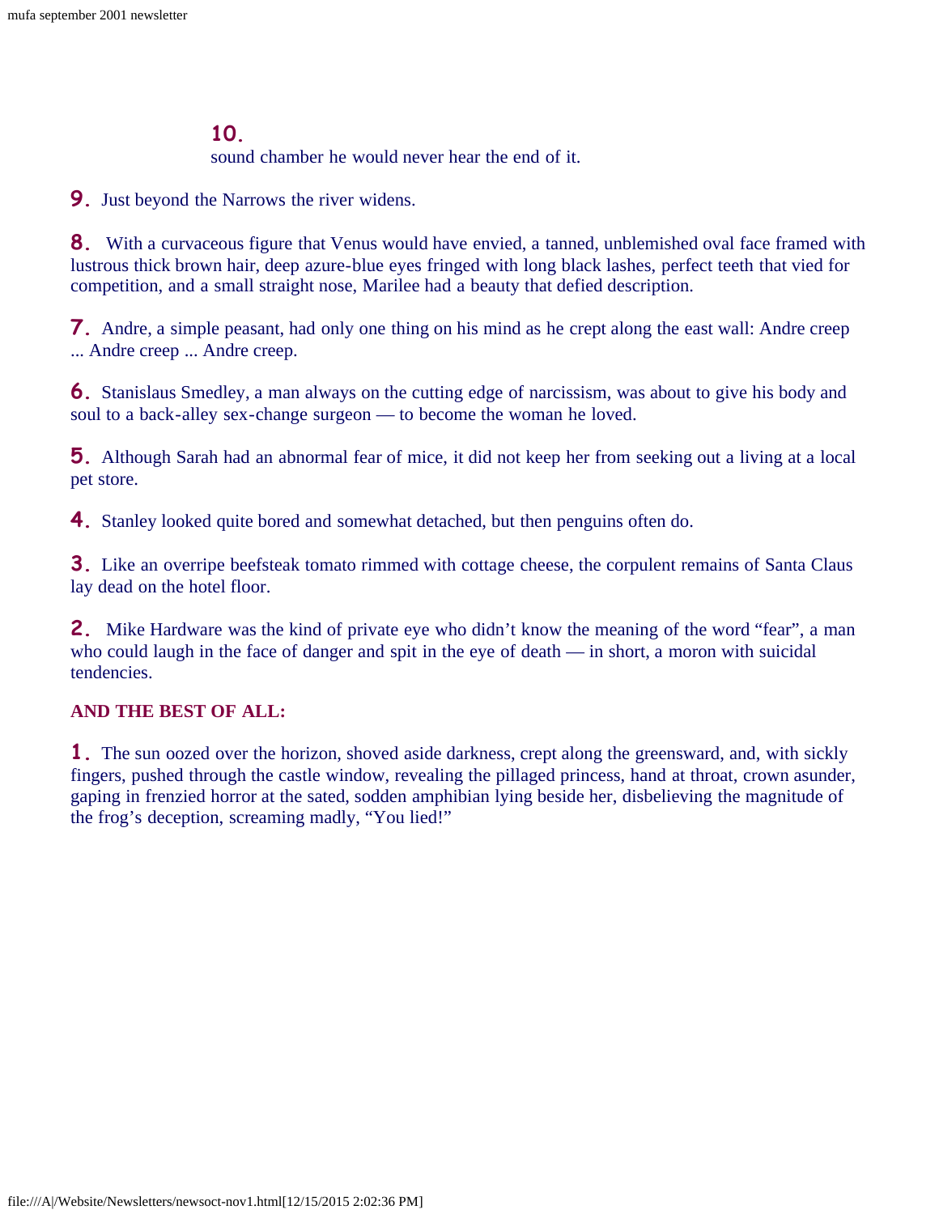**10.**
sound chamber he would never hear the end of it.

**9.** Just beyond the Narrows the river widens.

**8.** With a curvaceous figure that Venus would have envied, a tanned, unblemished oval face framed with lustrous thick brown hair, deep azure-blue eyes fringed with long black lashes, perfect teeth that vied for competition, and a small straight nose, Marilee had a beauty that defied description.

**7.** Andre, a simple peasant, had only one thing on his mind as he crept along the east wall: Andre creep ... Andre creep ... Andre creep.

**6.** Stanislaus Smedley, a man always on the cutting edge of narcissism, was about to give his body and soul to a back-alley sex-change surgeon — to become the woman he loved.

**5.** Although Sarah had an abnormal fear of mice, it did not keep her from seeking out a living at a local pet store.

**4.** Stanley looked quite bored and somewhat detached, but then penguins often do.

**3.** Like an overripe beefsteak tomato rimmed with cottage cheese, the corpulent remains of Santa Claus lay dead on the hotel floor.

**2.** Mike Hardware was the kind of private eye who didn't know the meaning of the word "fear", a man who could laugh in the face of danger and spit in the eye of death — in short, a moron with suicidal tendencies.

**AND THE BEST OF ALL:**

**1.** The sun oozed over the horizon, shoved aside darkness, crept along the greensward, and, with sickly fingers, pushed through the castle window, revealing the pillaged princess, hand at throat, crown asunder, gaping in frenzied horror at the sated, sodden amphibian lying beside her, disbelieving the magnitude of the frog's deception, screaming madly, "You lied!"